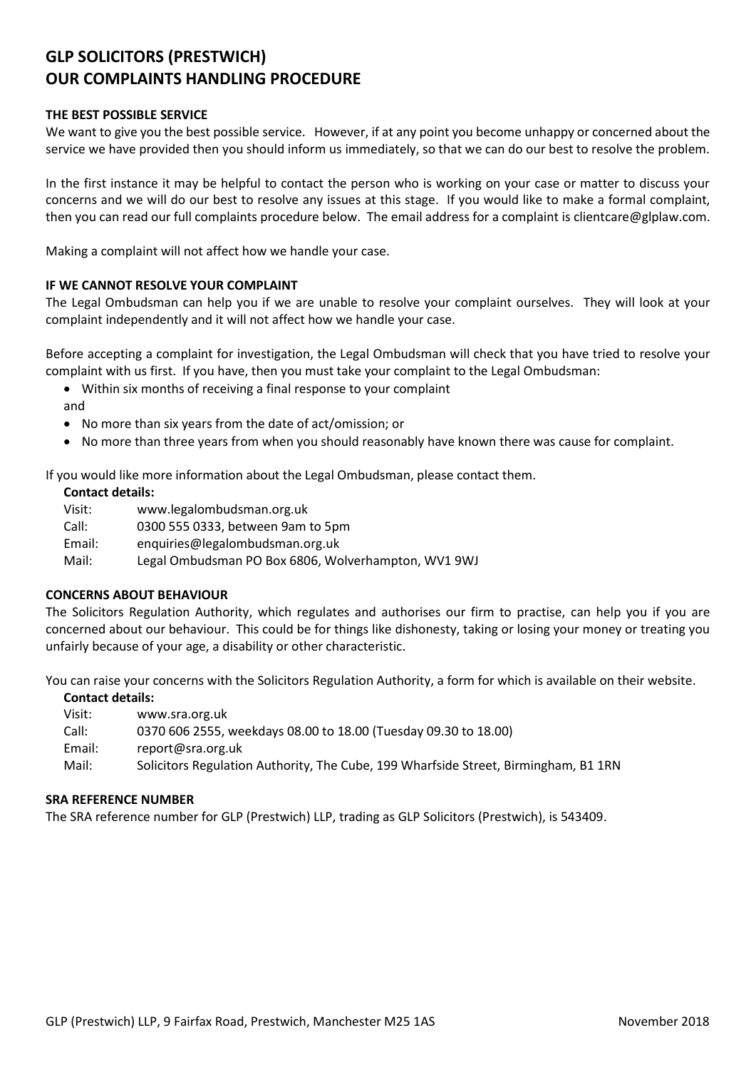# GLP SOLICITORS (PRESTWICH)
# OUR COMPLAINTS HANDLING PROCEDURE

## THE BEST POSSIBLE SERVICE

We want to give you the best possible service. However, if at any point you become unhappy or concerned about the service we have provided then you should inform us immediately, so that we can do our best to resolve the problem.

In the first instance it may be helpful to contact the person who is working on your case or matter to discuss your concerns and we will do our best to resolve any issues at this stage. If you would like to make a formal complaint, then you can read our full complaints procedure below. The email address for a complaint is clientcare@glplaw.com.

Making a complaint will not affect how we handle your case.

## IF WE CANNOT RESOLVE YOUR COMPLAINT

The Legal Ombudsman can help you if we are unable to resolve your complaint ourselves. They will look at your complaint independently and it will not affect how we handle your case.

Before accepting a complaint for investigation, the Legal Ombudsman will check that you have tried to resolve your complaint with us first. If you have, then you must take your complaint to the Legal Ombudsman:

- Within six months of receiving a final response to your complaint

and

- No more than six years from the date of act/omission; or
- No more than three years from when you should reasonably have known there was cause for complaint.

If you would like more information about the Legal Ombudsman, please contact them.

**Contact details:**

Visit: www.legalombudsman.org.uk
Call: 0300 555 0333, between 9am to 5pm
Email: enquiries@legalombudsman.org.uk
Mail: Legal Ombudsman PO Box 6806, Wolverhampton, WV1 9WJ

## CONCERNS ABOUT BEHAVIOUR

The Solicitors Regulation Authority, which regulates and authorises our firm to practise, can help you if you are concerned about our behaviour. This could be for things like dishonesty, taking or losing your money or treating you unfairly because of your age, a disability or other characteristic.

You can raise your concerns with the Solicitors Regulation Authority, a form for which is available on their website.

**Contact details:**

Visit: www.sra.org.uk
Call: 0370 606 2555, weekdays 08.00 to 18.00 (Tuesday 09.30 to 18.00)
Email: report@sra.org.uk
Mail: Solicitors Regulation Authority, The Cube, 199 Wharfside Street, Birmingham, B1 1RN

## SRA REFERENCE NUMBER

The SRA reference number for GLP (Prestwich) LLP, trading as GLP Solicitors (Prestwich), is 543409.

GLP (Prestwich) LLP, 9 Fairfax Road, Prestwich, Manchester M25 1AS November 2018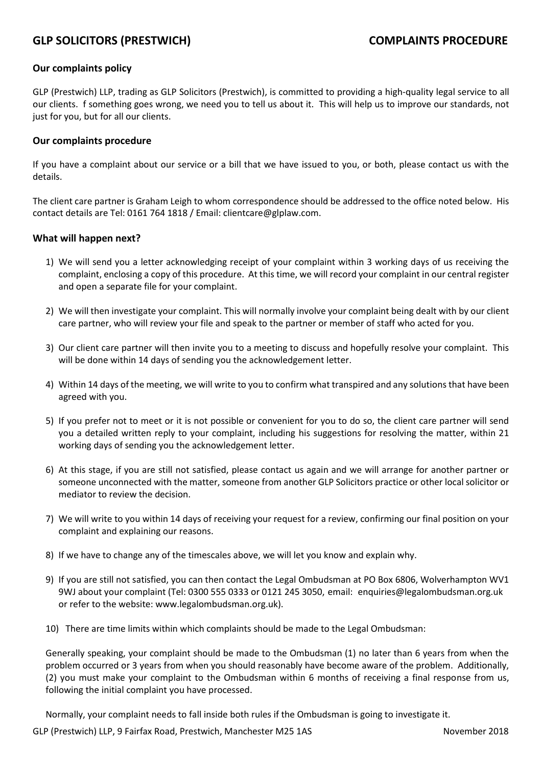# GLP SOLICITORS (PRESTWICH) COMPLAINTS PROCEDURE

## Our complaints policy

GLP (Prestwich) LLP, trading as GLP Solicitors (Prestwich), is committed to providing a high-quality legal service to all our clients. f something goes wrong, we need you to tell us about it. This will help us to improve our standards, not just for you, but for all our clients.

## Our complaints procedure

If you have a complaint about our service or a bill that we have issued to you, or both, please contact us with the details.

The client care partner is Graham Leigh to whom correspondence should be addressed to the office noted below. His contact details are Tel: 0161 764 1818 / Email: clientcare@glplaw.com.

## What will happen next?

1) We will send you a letter acknowledging receipt of your complaint within 3 working days of us receiving the complaint, enclosing a copy of this procedure. At this time, we will record your complaint in our central register and open a separate file for your complaint.
2) We will then investigate your complaint. This will normally involve your complaint being dealt with by our client care partner, who will review your file and speak to the partner or member of staff who acted for you.
3) Our client care partner will then invite you to a meeting to discuss and hopefully resolve your complaint. This will be done within 14 days of sending you the acknowledgement letter.
4) Within 14 days of the meeting, we will write to you to confirm what transpired and any solutions that have been agreed with you.
5) If you prefer not to meet or it is not possible or convenient for you to do so, the client care partner will send you a detailed written reply to your complaint, including his suggestions for resolving the matter, within 21 working days of sending you the acknowledgement letter.
6) At this stage, if you are still not satisfied, please contact us again and we will arrange for another partner or someone unconnected with the matter, someone from another GLP Solicitors practice or other local solicitor or mediator to review the decision.
7) We will write to you within 14 days of receiving your request for a review, confirming our final position on your complaint and explaining our reasons.
8) If we have to change any of the timescales above, we will let you know and explain why.
9) If you are still not satisfied, you can then contact the Legal Ombudsman at PO Box 6806, Wolverhampton WV1 9WJ about your complaint (Tel: 0300 555 0333 or 0121 245 3050, email: enquiries@legalombudsman.org.uk or refer to the website: www.legalombudsman.org.uk).
10) There are time limits within which complaints should be made to the Legal Ombudsman:

Generally speaking, your complaint should be made to the Ombudsman (1) no later than 6 years from when the problem occurred or 3 years from when you should reasonably have become aware of the problem. Additionally, (2) you must make your complaint to the Ombudsman within 6 months of receiving a final response from us, following the initial complaint you have processed.

Normally, your complaint needs to fall inside both rules if the Ombudsman is going to investigate it.

GLP (Prestwich) LLP, 9 Fairfax Road, Prestwich, Manchester M25 1AS November 2018